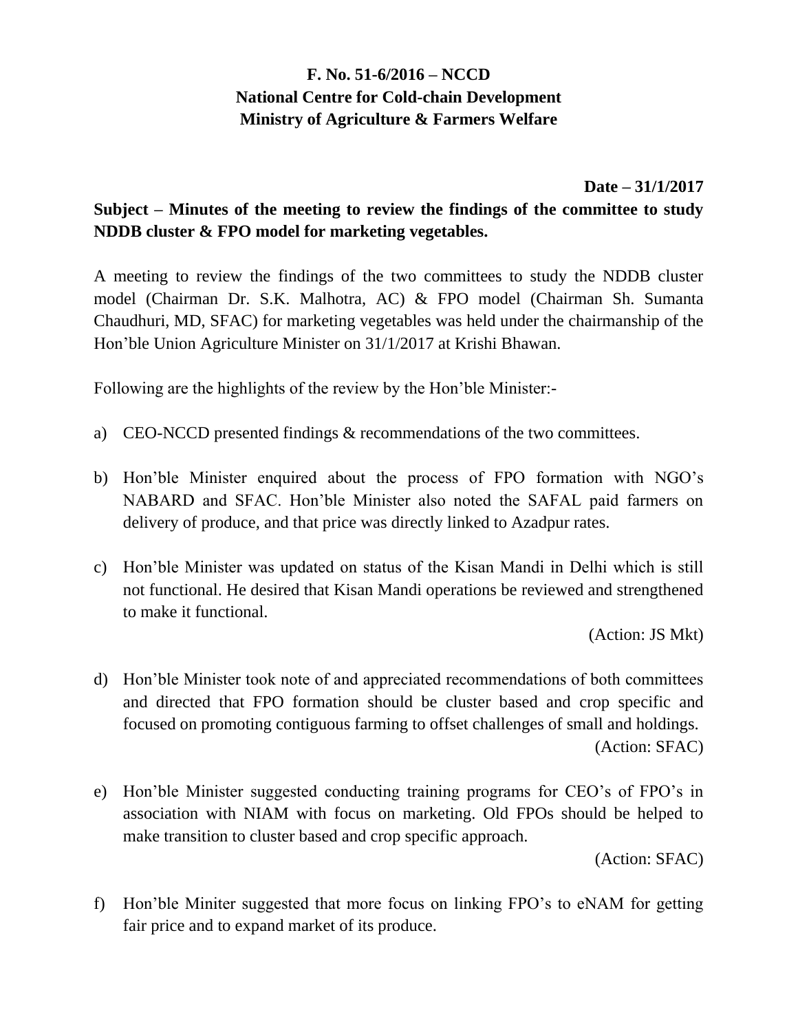**F. No. 51-6/2016 – NCCD**
**National Centre for Cold-chain Development**
**Ministry of Agriculture & Farmers Welfare**

**Date – 31/1/2017**

**Subject – Minutes of the meeting to review the findings of the committee to study NDDB cluster & FPO model for marketing vegetables.**

A meeting to review the findings of the two committees to study the NDDB cluster model (Chairman Dr. S.K. Malhotra, AC) & FPO model (Chairman Sh. Sumanta Chaudhuri, MD, SFAC) for marketing vegetables was held under the chairmanship of the Hon'ble Union Agriculture Minister on 31/1/2017 at Krishi Bhawan.

Following are the highlights of the review by the Hon'ble Minister:-

a) CEO-NCCD presented findings & recommendations of the two committees.

b) Hon'ble Minister enquired about the process of FPO formation with NGO's NABARD and SFAC. Hon'ble Minister also noted the SAFAL paid farmers on delivery of produce, and that price was directly linked to Azadpur rates.

c) Hon'ble Minister was updated on status of the Kisan Mandi in Delhi which is still not functional. He desired that Kisan Mandi operations be reviewed and strengthened to make it functional.

(Action: JS Mkt)

d) Hon'ble Minister took note of and appreciated recommendations of both committees and directed that FPO formation should be cluster based and crop specific and focused on promoting contiguous farming to offset challenges of small and holdings.

(Action: SFAC)

e) Hon'ble Minister suggested conducting training programs for CEO's of FPO's in association with NIAM with focus on marketing. Old FPOs should be helped to make transition to cluster based and crop specific approach.

(Action: SFAC)

f) Hon'ble Miniter suggested that more focus on linking FPO's to eNAM for getting fair price and to expand market of its produce.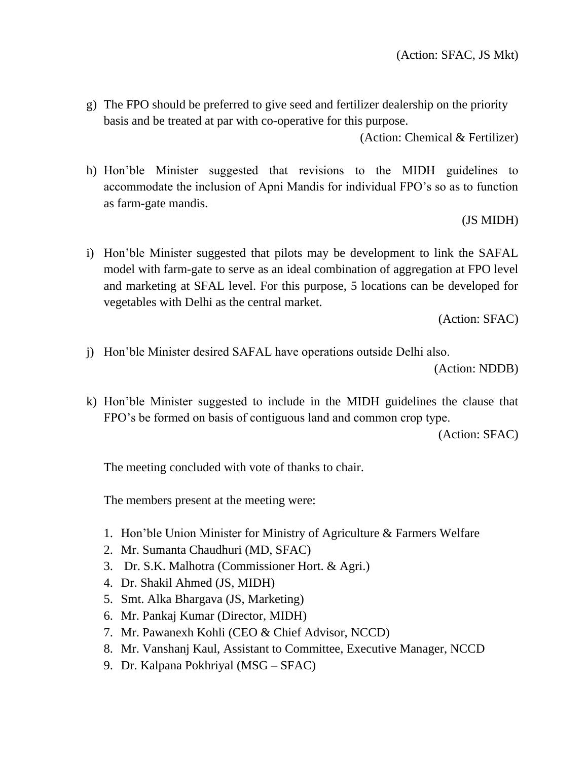(Action: SFAC, JS Mkt)

g) The FPO should be preferred to give seed and fertilizer dealership on the priority basis and be treated at par with co-operative for this purpose.

(Action: Chemical & Fertilizer)

h) Hon'ble Minister suggested that revisions to the MIDH guidelines to accommodate the inclusion of Apni Mandis for individual FPO's so as to function as farm-gate mandis.

(JS MIDH)

i) Hon'ble Minister suggested that pilots may be development to link the SAFAL model with farm-gate to serve as an ideal combination of aggregation at FPO level and marketing at SFAL level. For this purpose, 5 locations can be developed for vegetables with Delhi as the central market.

(Action: SFAC)

j) Hon'ble Minister desired SAFAL have operations outside Delhi also.

(Action: NDDB)

k) Hon'ble Minister suggested to include in the MIDH guidelines the clause that FPO's be formed on basis of contiguous land and common crop type.

(Action: SFAC)

The meeting concluded with vote of thanks to chair.

The members present at the meeting were:

1. Hon'ble Union Minister for Ministry of Agriculture & Farmers Welfare
2. Mr. Sumanta Chaudhuri (MD, SFAC)
3. Dr. S.K. Malhotra (Commissioner Hort. & Agri.)
4. Dr. Shakil Ahmed (JS, MIDH)
5. Smt. Alka Bhargava (JS, Marketing)
6. Mr. Pankaj Kumar (Director, MIDH)
7. Mr. Pawanexh Kohli (CEO & Chief Advisor, NCCD)
8. Mr. Vanshanj Kaul, Assistant to Committee, Executive Manager, NCCD
9. Dr. Kalpana Pokhriyal (MSG – SFAC)